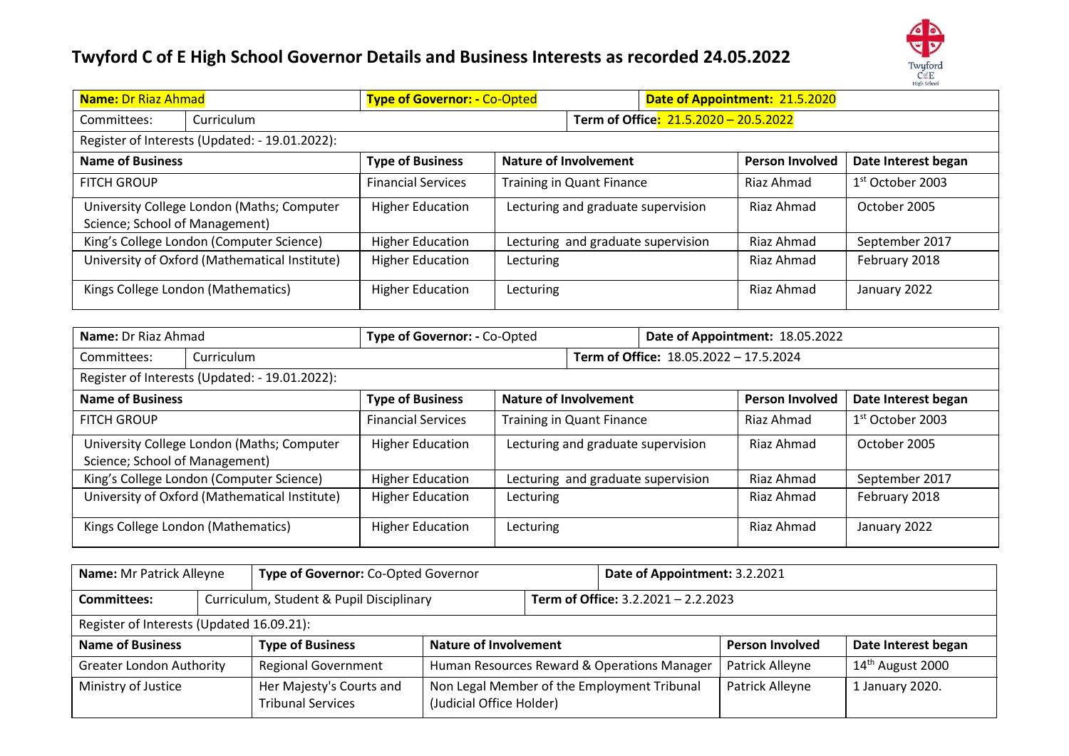# Twyford C of E High School Governor Details and Business Interests as recorded 24.05.2022

| **Name:** Dr Riaz Ahmad | | **Type of Governor: -** Co-Opted | | **Date of Appointment:** 21.5.2020 | |
|---|---|---|---|---|---|
| Committees: | Curriculum | | **Term of Office:** 21.5.2020 – 20.5.2022 | | |
| Register of Interests (Updated: - 19.01.2022): | | | | | |
| **Name of Business** | | **Type of Business** | **Nature of Involvement** | **Person Involved** | **Date Interest began** |
| FITCH GROUP | | Financial Services | Training in Quant Finance | Riaz Ahmad | 1st October 2003 |
| University College London (Maths; Computer Science; School of Management) | | Higher Education | Lecturing and graduate supervision | Riaz Ahmad | October 2005 |
| King's College London (Computer Science) | | Higher Education | Lecturing and graduate supervision | Riaz Ahmad | September 2017 |
| University of Oxford (Mathematical Institute) | | Higher Education | Lecturing | Riaz Ahmad | February 2018 |
| Kings College London (Mathematics) | | Higher Education | Lecturing | Riaz Ahmad | January 2022 |

| **Name:** Dr Riaz Ahmad | | **Type of Governor: -** Co-Opted | | **Date of Appointment:** 18.05.2022 | |
|---|---|---|---|---|---|
| Committees: | Curriculum | | **Term of Office:** 18.05.2022 – 17.5.2024 | | |
| Register of Interests (Updated: - 19.01.2022): | | | | | |
| **Name of Business** | | **Type of Business** | **Nature of Involvement** | **Person Involved** | **Date Interest began** |
| FITCH GROUP | | Financial Services | Training in Quant Finance | Riaz Ahmad | 1st October 2003 |
| University College London (Maths; Computer Science; School of Management) | | Higher Education | Lecturing and graduate supervision | Riaz Ahmad | October 2005 |
| King's College London (Computer Science) | | Higher Education | Lecturing and graduate supervision | Riaz Ahmad | September 2017 |
| University of Oxford (Mathematical Institute) | | Higher Education | Lecturing | Riaz Ahmad | February 2018 |
| Kings College London (Mathematics) | | Higher Education | Lecturing | Riaz Ahmad | January 2022 |

| **Name:** Mr Patrick Alleyne | **Type of Governor:** Co-Opted Governor | | **Date of Appointment:** 3.2.2021 | |
|---|---|---|---|---|
| **Committees:** | Curriculum, Student & Pupil Disciplinary | | **Term of Office:** 3.2.2021 – 2.2.2023 | |
| Register of Interests (Updated 16.09.21): | | | | |
| **Name of Business** | **Type of Business** | **Nature of Involvement** | **Person Involved** | **Date Interest began** |
| Greater London Authority | Regional Government | Human Resources Reward & Operations Manager | Patrick Alleyne | 14th August 2000 |
| Ministry of Justice | Her Majesty's Courts and Tribunal Services | Non Legal Member of the Employment Tribunal (Judicial Office Holder) | Patrick Alleyne | 1 January 2020. |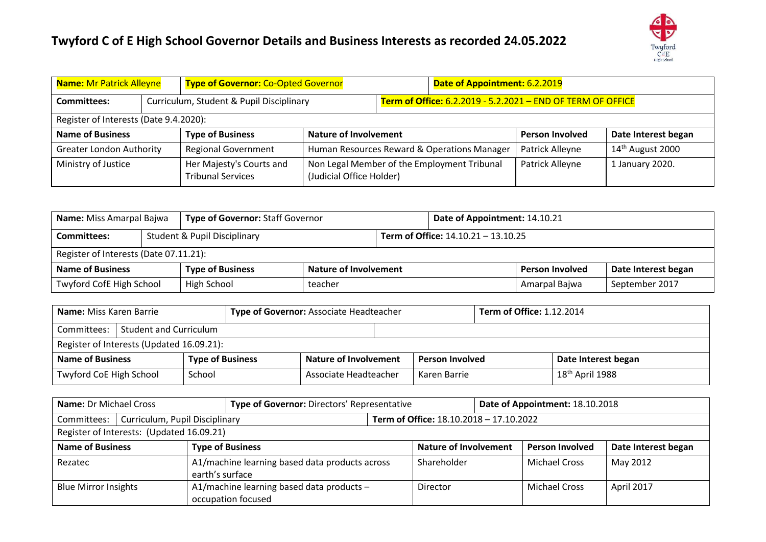# Twyford C of E High School Governor Details and Business Interests as recorded 24.05.2022

| **Name:** Mr Patrick Alleyne | | **Type of Governor:** Co-Opted Governor | | **Date of Appointment:** 6.2.2019 | |
|---|---|---|---|---|---|
| **Committees:** | Curriculum, Student & Pupil Disciplinary | | **Term of Office:** 6.2.2019 - 5.2.2021 – END OF TERM OF OFFICE | | |
| Register of Interests (Date 9.4.2020): | | | | | |
| **Name of Business** | | **Type of Business** | **Nature of Involvement** | **Person Involved** | **Date Interest began** |
| Greater London Authority | | Regional Government | Human Resources Reward & Operations Manager | Patrick Alleyne | 14th August 2000 |
| Ministry of Justice | | Her Majesty's Courts and Tribunal Services | Non Legal Member of the Employment Tribunal (Judicial Office Holder) | Patrick Alleyne | 1 January 2020. |

| **Name:** Miss Amarpal Bajwa | | **Type of Governor:** Staff Governor | | **Date of Appointment:** 14.10.21 | |
|---|---|---|---|---|---|
| **Committees:** | Student & Pupil Disciplinary | | **Term of Office:** 14.10.21 – 13.10.25 | | |
| Register of Interests (Date 07.11.21): | | | | | |
| **Name of Business** | | **Type of Business** | **Nature of Involvement** | **Person Involved** | **Date Interest began** |
| Twyford CofE High School | | High School | teacher | Amarpal Bajwa | September 2017 |

| **Name:** Miss Karen Barrie | | **Type of Governor:** Associate Headteacher | | **Term of Office:** 1.12.2014 |
|---|---|---|---|---|
| Committees: | Student and Curriculum | | | |
| Register of Interests (Updated 16.09.21): | | | | |
| **Name of Business** | **Type of Business** | **Nature of Involvement** | **Person Involved** | **Date Interest began** |
| Twyford CoE High School | School | Associate Headteacher | Karen Barrie | 18th April 1988 |

| **Name:** Dr Michael Cross | | **Type of Governor:** Directors' Representative | | **Date of Appointment:** 18.10.2018 | |
|---|---|---|---|---|---|
| Committees: | Curriculum, Pupil Disciplinary | **Term of Office:** 18.10.2018 – 17.10.2022 | | | |
| Register of Interests: (Updated 16.09.21) | | | | | |
| **Name of Business** | | **Type of Business** | **Nature of Involvement** | **Person Involved** | **Date Interest began** |
| Rezatec | | A1/machine learning based data products across earth's surface | Shareholder | Michael Cross | May 2012 |
| Blue Mirror Insights | | A1/machine learning based data products – occupation focused | Director | Michael Cross | April 2017 |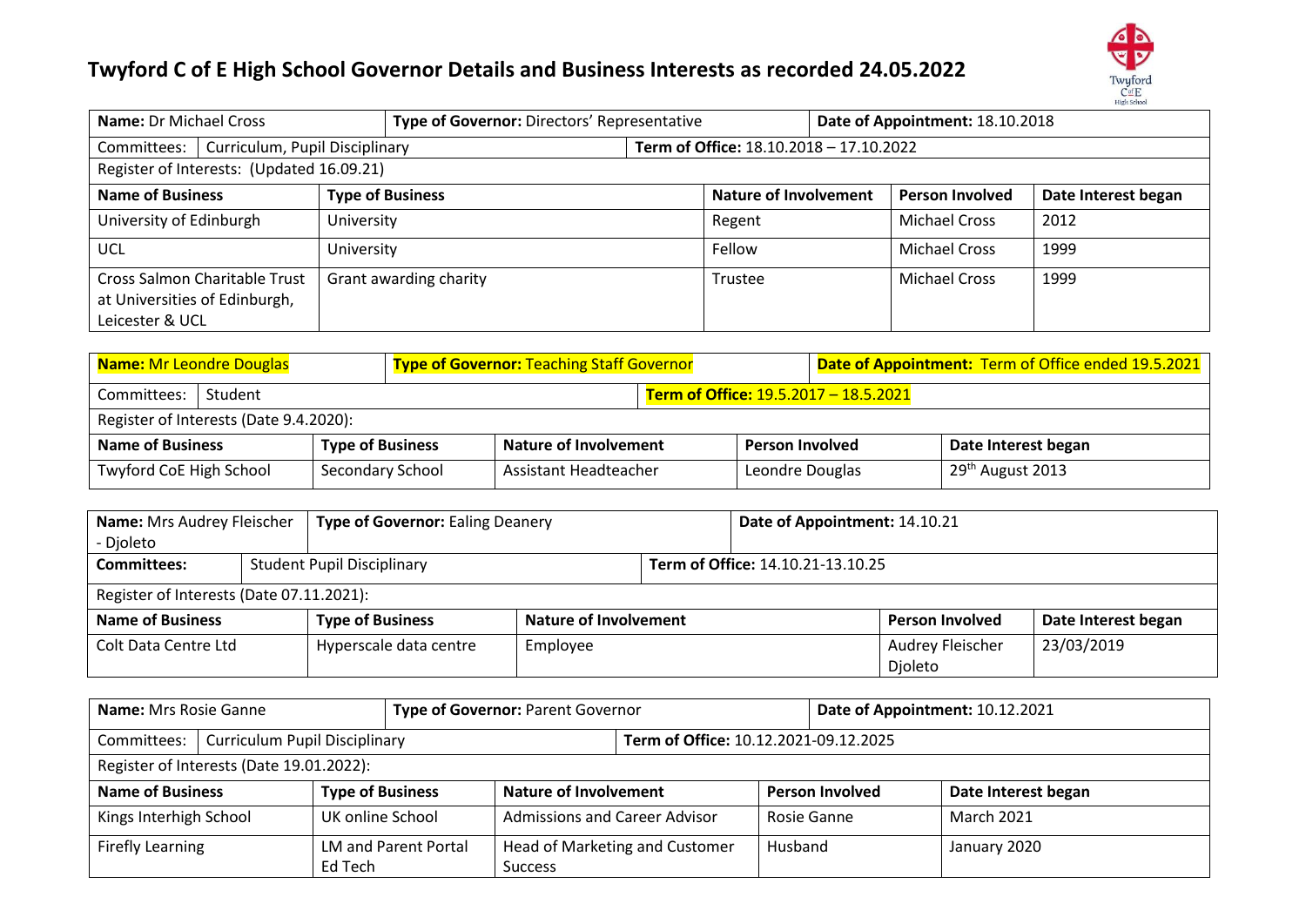# Twyford C of E High School Governor Details and Business Interests as recorded 24.05.2022

| **Name:** Dr Michael Cross | | **Type of Governor:** Directors' Representative | | **Date of Appointment:** 18.10.2018 |
|---|---|---|---|---|
| Committees: Curriculum, Pupil Disciplinary | | **Term of Office:** 18.10.2018 – 17.10.2022 | | |
| Register of Interests: (Updated 16.09.21) | | | | |
| **Name of Business** | **Type of Business** | **Nature of Involvement** | **Person Involved** | **Date Interest began** |
| University of Edinburgh | University | Regent | Michael Cross | 2012 |
| UCL | University | Fellow | Michael Cross | 1999 |
| Cross Salmon Charitable Trust at Universities of Edinburgh, Leicester & UCL | Grant awarding charity | Trustee | Michael Cross | 1999 |

| **Name:** Mr Leondre Douglas | | **Type of Governor:** Teaching Staff Governor | | **Date of Appointment:** Term of Office ended 19.5.2021 |
|---|---|---|---|---|
| Committees: Student | | **Term of Office:** 19.5.2017 – 18.5.2021 | | |
| Register of Interests (Date 9.4.2020): | | | | |
| **Name of Business** | **Type of Business** | **Nature of Involvement** | **Person Involved** | **Date Interest began** |
| Twyford CoE High School | Secondary School | Assistant Headteacher | Leondre Douglas | 29th August 2013 |

| **Name:** Mrs Audrey Fleischer - Djoleto | | **Type of Governor:** Ealing Deanery | | **Date of Appointment:** 14.10.21 |
|---|---|---|---|---|
| **Committees:** Student Pupil Disciplinary | | **Term of Office:** 14.10.21-13.10.25 | | |
| Register of Interests (Date 07.11.2021): | | | | |
| **Name of Business** | **Type of Business** | **Nature of Involvement** | **Person Involved** | **Date Interest began** |
| Colt Data Centre Ltd | Hyperscale data centre | Employee | Audrey Fleischer Djoleto | 23/03/2019 |

| **Name:** Mrs Rosie Ganne | | **Type of Governor:** Parent Governor | | **Date of Appointment:** 10.12.2021 |
|---|---|---|---|---|
| Committees: Curriculum Pupil Disciplinary | | **Term of Office:** 10.12.2021-09.12.2025 | | |
| Register of Interests (Date 19.01.2022): | | | | |
| **Name of Business** | **Type of Business** | **Nature of Involvement** | **Person Involved** | **Date Interest began** |
| Kings Interhigh School | UK online School | Admissions and Career Advisor | Rosie Ganne | March 2021 |
| Firefly Learning | LM and Parent Portal Ed Tech | Head of Marketing and Customer Success | Husband | January 2020 |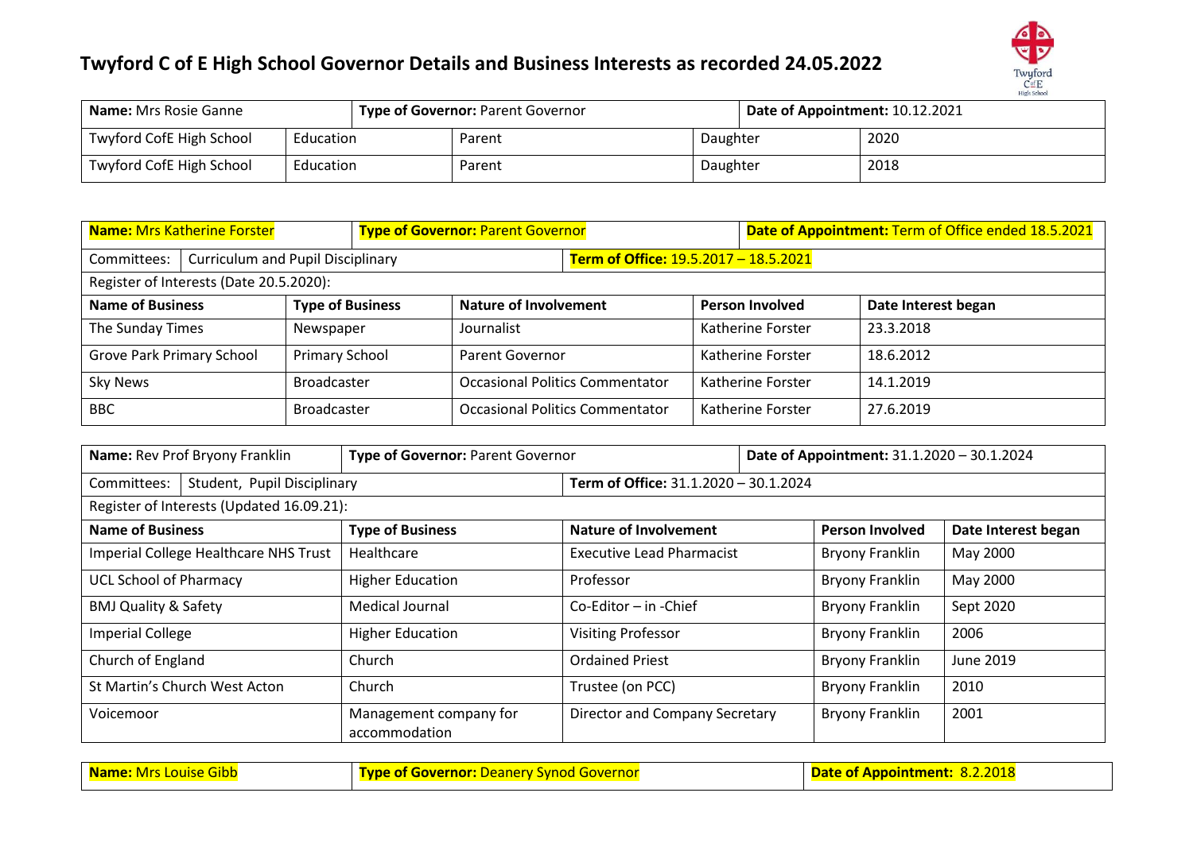# Twyford C of E High School Governor Details and Business Interests as recorded 24.05.2022

| **Name:** Mrs Rosie Ganne | | **Type of Governor:** Parent Governor | | **Date of Appointment:** 10.12.2021 |
|---|---|---|---|---|
| Twyford CofE High School | Education | Parent | Daughter | 2020 |
| Twyford CofE High School | Education | Parent | Daughter | 2018 |

| **Name:** Mrs Katherine Forster | | **Type of Governor:** Parent Governor | | **Date of Appointment:** Term of Office ended 18.5.2021 |
|---|---|---|---|---|
| Committees: Curriculum and Pupil Disciplinary | | | **Term of Office:** 19.5.2017 – 18.5.2021 | |
| Register of Interests (Date 20.5.2020): | | | | |
| **Name of Business** | **Type of Business** | **Nature of Involvement** | **Person Involved** | **Date Interest began** |
| The Sunday Times | Newspaper | Journalist | Katherine Forster | 23.3.2018 |
| Grove Park Primary School | Primary School | Parent Governor | Katherine Forster | 18.6.2012 |
| Sky News | Broadcaster | Occasional Politics Commentator | Katherine Forster | 14.1.2019 |
| BBC | Broadcaster | Occasional Politics Commentator | Katherine Forster | 27.6.2019 |

| **Name:** Rev Prof Bryony Franklin | **Type of Governor:** Parent Governor | | **Date of Appointment:** 31.1.2020 – 30.1.2024 | |
|---|---|---|---|---|
| Committees: Student, Pupil Disciplinary | | **Term of Office:** 31.1.2020 – 30.1.2024 | | |
| Register of Interests (Updated 16.09.21): | | | | |
| **Name of Business** | **Type of Business** | **Nature of Involvement** | **Person Involved** | **Date Interest began** |
| Imperial College Healthcare NHS Trust | Healthcare | Executive Lead Pharmacist | Bryony Franklin | May 2000 |
| UCL School of Pharmacy | Higher Education | Professor | Bryony Franklin | May 2000 |
| BMJ Quality & Safety | Medical Journal | Co-Editor – in -Chief | Bryony Franklin | Sept 2020 |
| Imperial College | Higher Education | Visiting Professor | Bryony Franklin | 2006 |
| Church of England | Church | Ordained Priest | Bryony Franklin | June 2019 |
| St Martin's Church West Acton | Church | Trustee (on PCC) | Bryony Franklin | 2010 |
| Voicemoor | Management company for accommodation | Director and Company Secretary | Bryony Franklin | 2001 |

| **Name:** Mrs Louise Gibb | **Type of Governor:** Deanery Synod Governor | **Date of Appointment:** 8.2.2018 |
|---|---|---|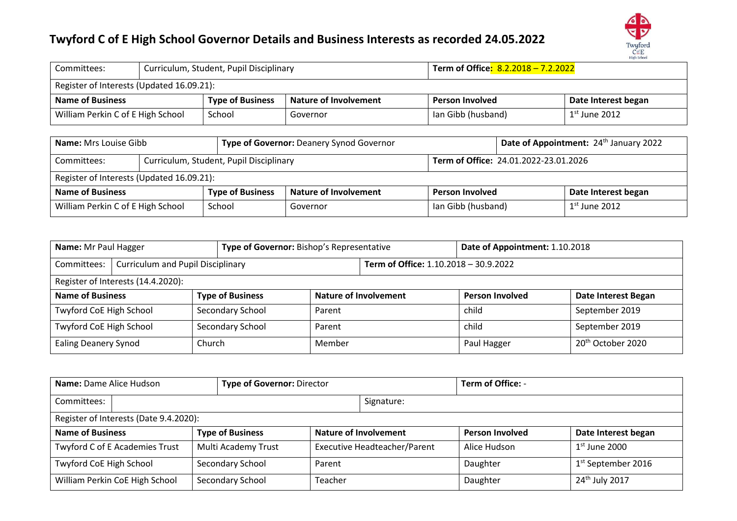# Twyford C of E High School Governor Details and Business Interests as recorded 24.05.2022

| Committees: | Curriculum, Student, Pupil Disciplinary | | | **Term of Office:** 8.2.2018 – 7.2.2022 |
|---|---|---|---|---|
| Register of Interests (Updated 16.09.21): | | | | |
| **Name of Business** | **Type of Business** | **Nature of Involvement** | **Person Involved** | **Date Interest began** |
| William Perkin C of E High School | School | Governor | Ian Gibb (husband) | 1st June 2012 |

| **Name:** Mrs Louise Gibb | **Type of Governor:** Deanery Synod Governor | | **Date of Appointment:** 24th January 2022 | |
|---|---|---|---|---|
| Committees: | Curriculum, Student, Pupil Disciplinary | | **Term of Office:** 24.01.2022-23.01.2026 | |
| Register of Interests (Updated 16.09.21): | | | | |
| **Name of Business** | **Type of Business** | **Nature of Involvement** | **Person Involved** | **Date Interest began** |
| William Perkin C of E High School | School | Governor | Ian Gibb (husband) | 1st June 2012 |

| **Name:** Mr Paul Hagger | **Type of Governor:** Bishop's Representative | | **Date of Appointment:** 1.10.2018 | |
|---|---|---|---|---|
| Committees: | Curriculum and Pupil Disciplinary | | **Term of Office:** 1.10.2018 – 30.9.2022 | |
| Register of Interests (14.4.2020): | | | | |
| **Name of Business** | **Type of Business** | **Nature of Involvement** | **Person Involved** | **Date Interest Began** |
| Twyford CoE High School | Secondary School | Parent | child | September 2019 |
| Twyford CoE High School | Secondary School | Parent | child | September 2019 |
| Ealing Deanery Synod | Church | Member | Paul Hagger | 20th October 2020 |

| **Name:** Dame Alice Hudson | **Type of Governor:** Director | | **Term of Office:** - | |
|---|---|---|---|---|
| Committees: | | Signature: | | |
| Register of Interests (Date 9.4.2020): | | | | |
| **Name of Business** | **Type of Business** | **Nature of Involvement** | **Person Involved** | **Date Interest began** |
| Twyford C of E Academies Trust | Multi Academy Trust | Executive Headteacher/Parent | Alice Hudson | 1st June 2000 |
| Twyford CoE High School | Secondary School | Parent | Daughter | 1st September 2016 |
| William Perkin CoE High School | Secondary School | Teacher | Daughter | 24th July 2017 |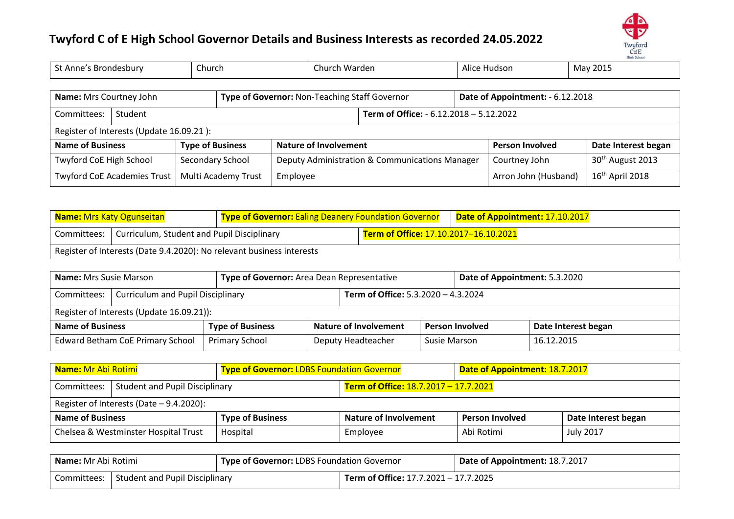# Twyford C of E High School Governor Details and Business Interests as recorded 24.05.2022

| St Anne's Brondesbury | Church | Church Warden | Alice Hudson | May 2015 |
|---|---|---|---|---|

| **Name:** Mrs Courtney John | | **Type of Governor:** Non-Teaching Staff Governor | **Date of Appointment:** - 6.12.2018 | |
|---|---|---|---|---|
| Committees: Student | | | **Term of Office:** - 6.12.2018 – 5.12.2022 | |
| Register of Interests (Update 16.09.21 ): | | | | |
| **Name of Business** | **Type of Business** | **Nature of Involvement** | **Person Involved** | **Date Interest began** |
| Twyford CoE High School | Secondary School | Deputy Administration & Communications Manager | Courtney John | 30th August 2013 |
| Twyford CoE Academies Trust | Multi Academy Trust | Employee | Arron John (Husband) | 16th April 2018 |

| **Name:** Mrs Katy Ogunseitan | **Type of Governor:** Ealing Deanery Foundation Governor | **Date of Appointment:** 17.10.2017 |
|---|---|---|
| Committees: Curriculum, Student and Pupil Disciplinary | **Term of Office:** 17.10.2017–16.10.2021 | |
| Register of Interests (Date 9.4.2020): No relevant business interests | | |

| **Name:** Mrs Susie Marson | | **Type of Governor:** Area Dean Representative | **Date of Appointment:** 5.3.2020 | |
|---|---|---|---|---|
| Committees: Curriculum and Pupil Disciplinary | | | **Term of Office:** 5.3.2020 – 4.3.2024 | |
| Register of Interests (Update 16.09.21)): | | | | |
| **Name of Business** | **Type of Business** | **Nature of Involvement** | **Person Involved** | **Date Interest began** |
| Edward Betham CoE Primary School | Primary School | Deputy Headteacher | Susie Marson | 16.12.2015 |

| **Name:** Mr Abi Rotimi | | **Type of Governor:** LDBS Foundation Governor | **Date of Appointment:** 18.7.2017 | |
|---|---|---|---|---|
| Committees: Student and Pupil Disciplinary | | **Term of Office:** 18.7.2017 – 17.7.2021 | | |
| Register of Interests (Date – 9.4.2020): | | | | |
| **Name of Business** | **Type of Business** | **Nature of Involvement** | **Person Involved** | **Date Interest began** |
| Chelsea & Westminster Hospital Trust | Hospital | Employee | Abi Rotimi | July 2017 |

| **Name:** Mr Abi Rotimi | **Type of Governor:** LDBS Foundation Governor | **Date of Appointment:** 18.7.2017 |
|---|---|---|
| Committees: Student and Pupil Disciplinary | **Term of Office:** 17.7.2021 – 17.7.2025 | |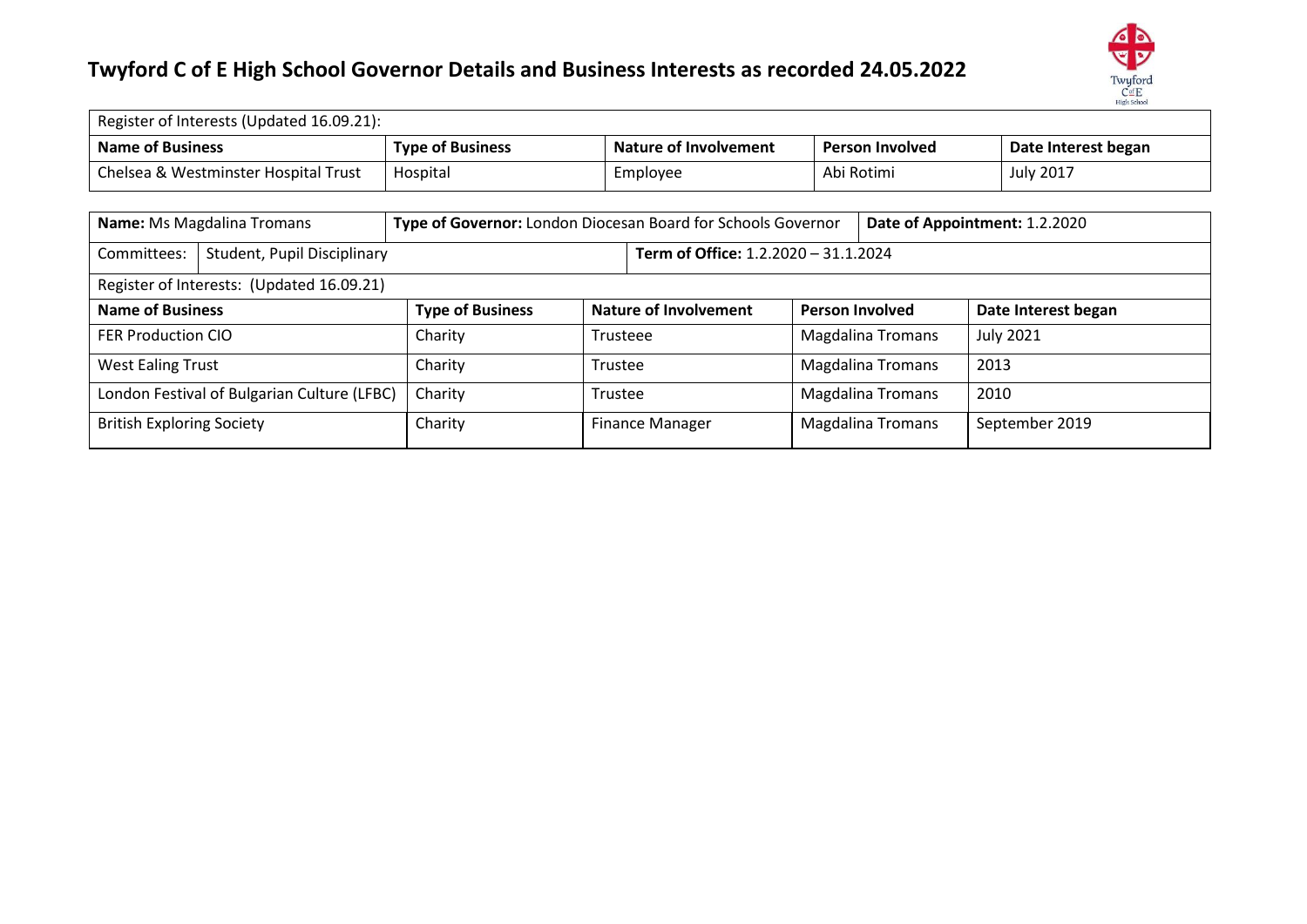# Twyford C of E High School Governor Details and Business Interests as recorded 24.05.2022

| Register of Interests (Updated 16.09.21): | | | | |
|---|---|---|---|---|
| **Name of Business** | **Type of Business** | **Nature of Involvement** | **Person Involved** | **Date Interest began** |
| Chelsea & Westminster Hospital Trust | Hospital | Employee | Abi Rotimi | July 2017 |

| **Name:** Ms Magdalina Tromans | | **Type of Governor:** London Diocesan Board for Schools Governor | | **Date of Appointment:** 1.2.2020 |
|---|---|---|---|---|
| Committees: | Student, Pupil Disciplinary | | **Term of Office:** 1.2.2020 – 31.1.2024 | |
| Register of Interests: (Updated 16.09.21) | | | | |
| **Name of Business** | **Type of Business** | **Nature of Involvement** | **Person Involved** | **Date Interest began** |
| FER Production CIO | Charity | Trusteee | Magdalina Tromans | July 2021 |
| West Ealing Trust | Charity | Trustee | Magdalina Tromans | 2013 |
| London Festival of Bulgarian Culture (LFBC) | Charity | Trustee | Magdalina Tromans | 2010 |
| British Exploring Society | Charity | Finance Manager | Magdalina Tromans | September 2019 |